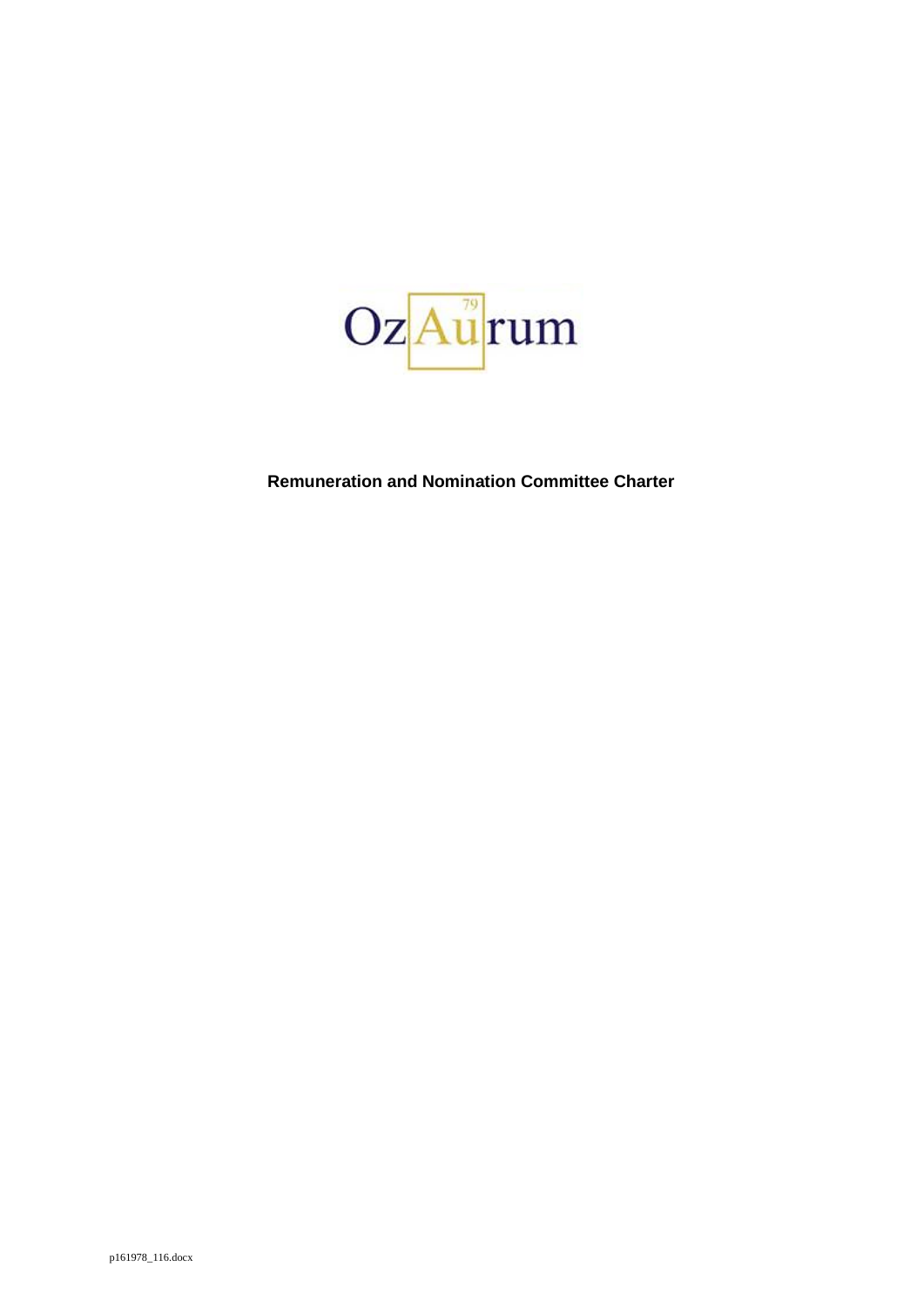OzAurum

# Remuneration and Nomination Committee Charter

p161978_116.docx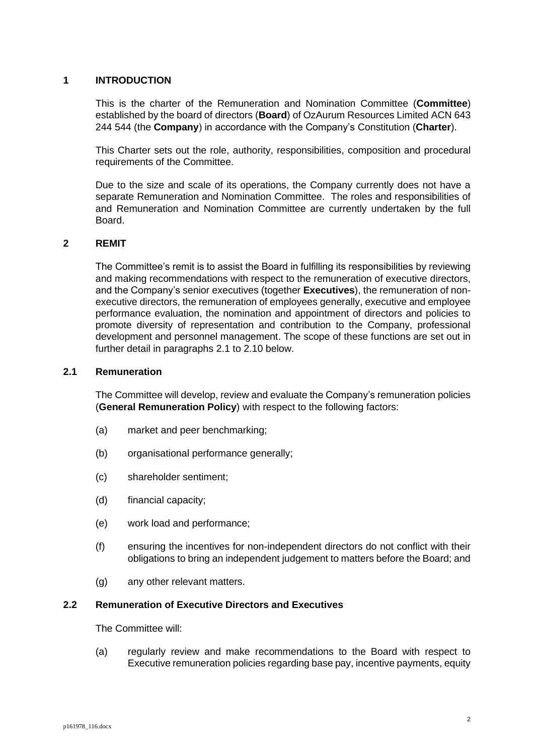## 1 INTRODUCTION

This is the charter of the Remuneration and Nomination Committee (**Committee**) established by the board of directors (**Board**) of OzAurum Resources Limited ACN 643 244 544 (the **Company**) in accordance with the Company's Constitution (**Charter**).

This Charter sets out the role, authority, responsibilities, composition and procedural requirements of the Committee.

Due to the size and scale of its operations, the Company currently does not have a separate Remuneration and Nomination Committee. The roles and responsibilities of and Remuneration and Nomination Committee are currently undertaken by the full Board.

## 2 REMIT

The Committee's remit is to assist the Board in fulfilling its responsibilities by reviewing and making recommendations with respect to the remuneration of executive directors, and the Company's senior executives (together **Executives**), the remuneration of non-executive directors, the remuneration of employees generally, executive and employee performance evaluation, the nomination and appointment of directors and policies to promote diversity of representation and contribution to the Company, professional development and personnel management. The scope of these functions are set out in further detail in paragraphs 2.1 to 2.10 below.

### 2.1 Remuneration

The Committee will develop, review and evaluate the Company's remuneration policies (**General Remuneration Policy**) with respect to the following factors:

(a) market and peer benchmarking;

(b) organisational performance generally;

(c) shareholder sentiment;

(d) financial capacity;

(e) work load and performance;

(f) ensuring the incentives for non-independent directors do not conflict with their obligations to bring an independent judgement to matters before the Board; and

(g) any other relevant matters.

### 2.2 Remuneration of Executive Directors and Executives

The Committee will:

(a) regularly review and make recommendations to the Board with respect to Executive remuneration policies regarding base pay, incentive payments, equity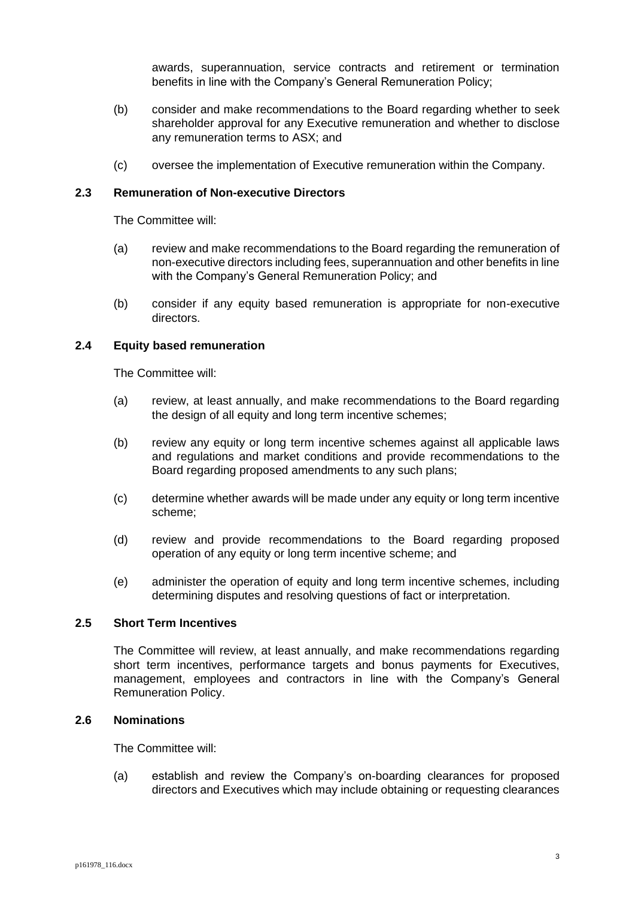awards, superannuation, service contracts and retirement or termination benefits in line with the Company's General Remuneration Policy;

(b) consider and make recommendations to the Board regarding whether to seek shareholder approval for any Executive remuneration and whether to disclose any remuneration terms to ASX; and

(c) oversee the implementation of Executive remuneration within the Company.

### 2.3 Remuneration of Non-executive Directors

The Committee will:

(a) review and make recommendations to the Board regarding the remuneration of non-executive directors including fees, superannuation and other benefits in line with the Company's General Remuneration Policy; and

(b) consider if any equity based remuneration is appropriate for non-executive directors.

### 2.4 Equity based remuneration

The Committee will:

(a) review, at least annually, and make recommendations to the Board regarding the design of all equity and long term incentive schemes;

(b) review any equity or long term incentive schemes against all applicable laws and regulations and market conditions and provide recommendations to the Board regarding proposed amendments to any such plans;

(c) determine whether awards will be made under any equity or long term incentive scheme;

(d) review and provide recommendations to the Board regarding proposed operation of any equity or long term incentive scheme; and

(e) administer the operation of equity and long term incentive schemes, including determining disputes and resolving questions of fact or interpretation.

### 2.5 Short Term Incentives

The Committee will review, at least annually, and make recommendations regarding short term incentives, performance targets and bonus payments for Executives, management, employees and contractors in line with the Company's General Remuneration Policy.

### 2.6 Nominations

The Committee will:

(a) establish and review the Company's on-boarding clearances for proposed directors and Executives which may include obtaining or requesting clearances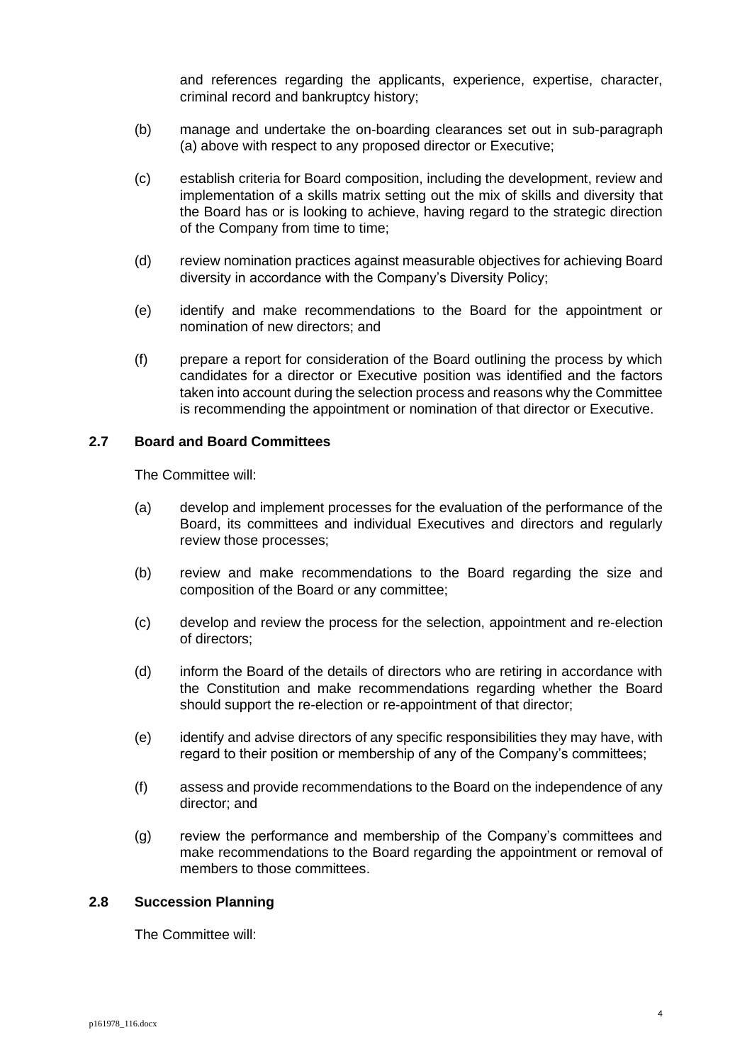and references regarding the applicants, experience, expertise, character, criminal record and bankruptcy history;

(b) manage and undertake the on-boarding clearances set out in sub-paragraph (a) above with respect to any proposed director or Executive;

(c) establish criteria for Board composition, including the development, review and implementation of a skills matrix setting out the mix of skills and diversity that the Board has or is looking to achieve, having regard to the strategic direction of the Company from time to time;

(d) review nomination practices against measurable objectives for achieving Board diversity in accordance with the Company's Diversity Policy;

(e) identify and make recommendations to the Board for the appointment or nomination of new directors; and

(f) prepare a report for consideration of the Board outlining the process by which candidates for a director or Executive position was identified and the factors taken into account during the selection process and reasons why the Committee is recommending the appointment or nomination of that director or Executive.

### 2.7 Board and Board Committees

The Committee will:

(a) develop and implement processes for the evaluation of the performance of the Board, its committees and individual Executives and directors and regularly review those processes;

(b) review and make recommendations to the Board regarding the size and composition of the Board or any committee;

(c) develop and review the process for the selection, appointment and re-election of directors;

(d) inform the Board of the details of directors who are retiring in accordance with the Constitution and make recommendations regarding whether the Board should support the re-election or re-appointment of that director;

(e) identify and advise directors of any specific responsibilities they may have, with regard to their position or membership of any of the Company's committees;

(f) assess and provide recommendations to the Board on the independence of any director; and

(g) review the performance and membership of the Company's committees and make recommendations to the Board regarding the appointment or removal of members to those committees.

### 2.8 Succession Planning

The Committee will: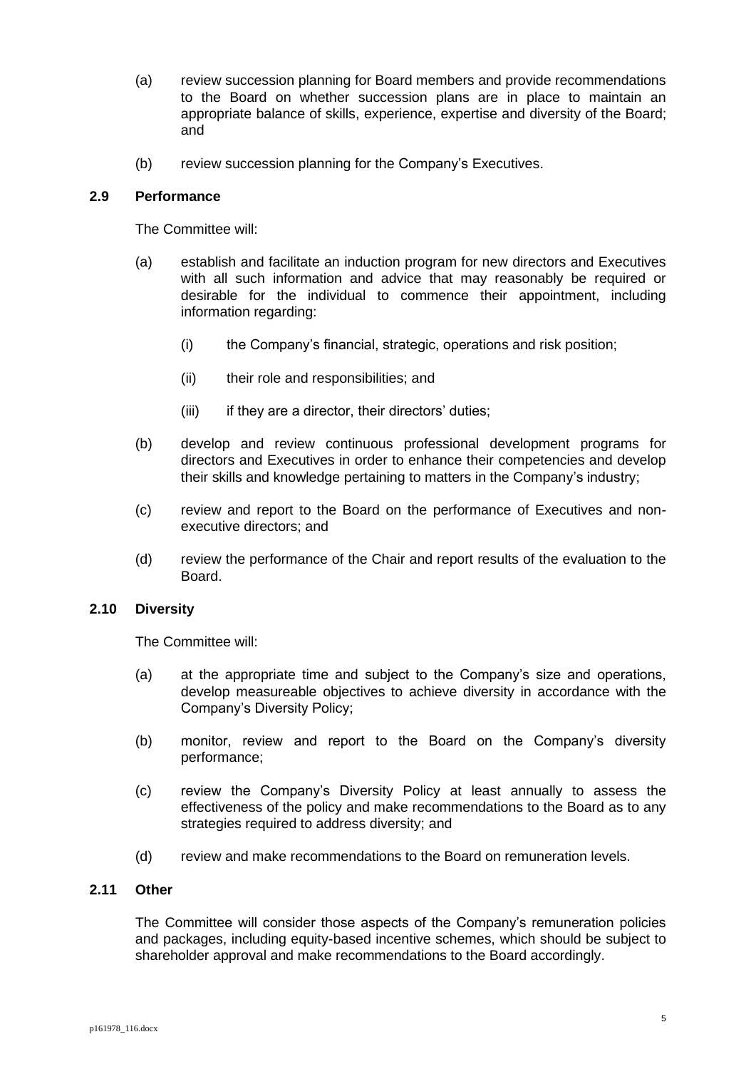(a) review succession planning for Board members and provide recommendations to the Board on whether succession plans are in place to maintain an appropriate balance of skills, experience, expertise and diversity of the Board; and

(b) review succession planning for the Company's Executives.

### 2.9 Performance

The Committee will:

(a) establish and facilitate an induction program for new directors and Executives with all such information and advice that may reasonably be required or desirable for the individual to commence their appointment, including information regarding:

  (i) the Company's financial, strategic, operations and risk position;

  (ii) their role and responsibilities; and

  (iii) if they are a director, their directors' duties;

(b) develop and review continuous professional development programs for directors and Executives in order to enhance their competencies and develop their skills and knowledge pertaining to matters in the Company's industry;

(c) review and report to the Board on the performance of Executives and non-executive directors; and

(d) review the performance of the Chair and report results of the evaluation to the Board.

### 2.10 Diversity

The Committee will:

(a) at the appropriate time and subject to the Company's size and operations, develop measureable objectives to achieve diversity in accordance with the Company's Diversity Policy;

(b) monitor, review and report to the Board on the Company's diversity performance;

(c) review the Company's Diversity Policy at least annually to assess the effectiveness of the policy and make recommendations to the Board as to any strategies required to address diversity; and

(d) review and make recommendations to the Board on remuneration levels.

### 2.11 Other

The Committee will consider those aspects of the Company's remuneration policies and packages, including equity-based incentive schemes, which should be subject to shareholder approval and make recommendations to the Board accordingly.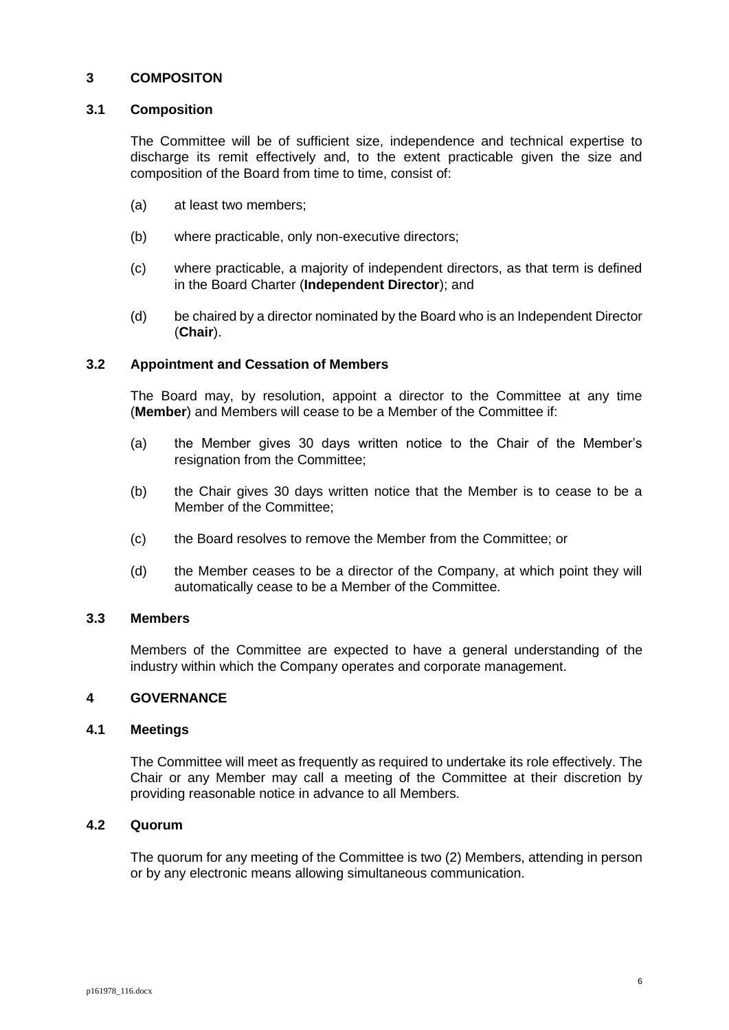## 3 COMPOSITON

### 3.1 Composition

The Committee will be of sufficient size, independence and technical expertise to discharge its remit effectively and, to the extent practicable given the size and composition of the Board from time to time, consist of:

(a) at least two members;

(b) where practicable, only non-executive directors;

(c) where practicable, a majority of independent directors, as that term is defined in the Board Charter (**Independent Director**); and

(d) be chaired by a director nominated by the Board who is an Independent Director (**Chair**).

### 3.2 Appointment and Cessation of Members

The Board may, by resolution, appoint a director to the Committee at any time (**Member**) and Members will cease to be a Member of the Committee if:

(a) the Member gives 30 days written notice to the Chair of the Member's resignation from the Committee;

(b) the Chair gives 30 days written notice that the Member is to cease to be a Member of the Committee;

(c) the Board resolves to remove the Member from the Committee; or

(d) the Member ceases to be a director of the Company, at which point they will automatically cease to be a Member of the Committee.

### 3.3 Members

Members of the Committee are expected to have a general understanding of the industry within which the Company operates and corporate management.

## 4 GOVERNANCE

### 4.1 Meetings

The Committee will meet as frequently as required to undertake its role effectively. The Chair or any Member may call a meeting of the Committee at their discretion by providing reasonable notice in advance to all Members.

### 4.2 Quorum

The quorum for any meeting of the Committee is two (2) Members, attending in person or by any electronic means allowing simultaneous communication.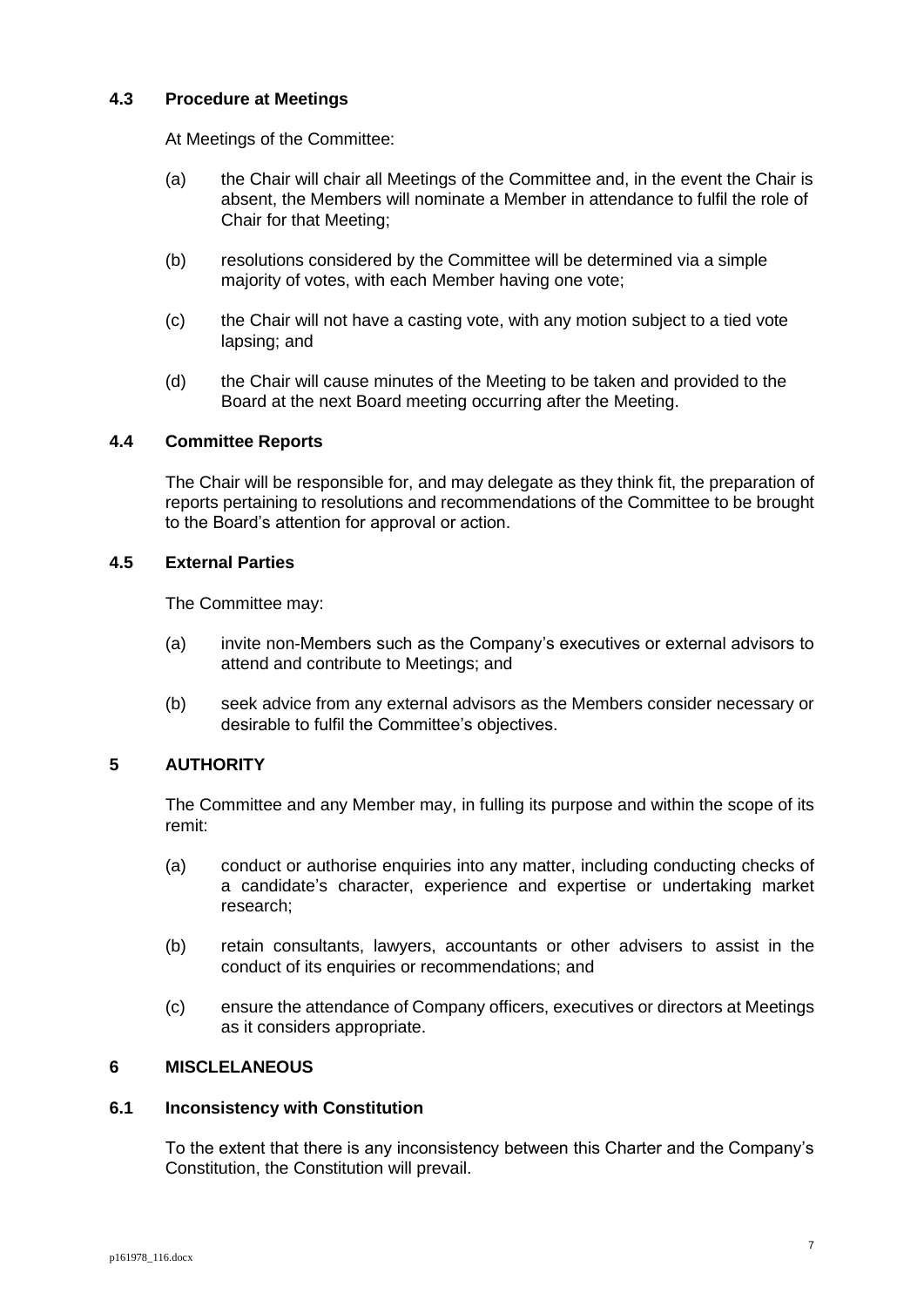### 4.3 Procedure at Meetings

At Meetings of the Committee:

(a) the Chair will chair all Meetings of the Committee and, in the event the Chair is absent, the Members will nominate a Member in attendance to fulfil the role of Chair for that Meeting;

(b) resolutions considered by the Committee will be determined via a simple majority of votes, with each Member having one vote;

(c) the Chair will not have a casting vote, with any motion subject to a tied vote lapsing; and

(d) the Chair will cause minutes of the Meeting to be taken and provided to the Board at the next Board meeting occurring after the Meeting.

### 4.4 Committee Reports

The Chair will be responsible for, and may delegate as they think fit, the preparation of reports pertaining to resolutions and recommendations of the Committee to be brought to the Board's attention for approval or action.

### 4.5 External Parties

The Committee may:

(a) invite non-Members such as the Company's executives or external advisors to attend and contribute to Meetings; and

(b) seek advice from any external advisors as the Members consider necessary or desirable to fulfil the Committee's objectives.

## 5 AUTHORITY

The Committee and any Member may, in fulling its purpose and within the scope of its remit:

(a) conduct or authorise enquiries into any matter, including conducting checks of a candidate's character, experience and expertise or undertaking market research;

(b) retain consultants, lawyers, accountants or other advisers to assist in the conduct of its enquiries or recommendations; and

(c) ensure the attendance of Company officers, executives or directors at Meetings as it considers appropriate.

## 6 MISCLELANEOUS

### 6.1 Inconsistency with Constitution

To the extent that there is any inconsistency between this Charter and the Company's Constitution, the Constitution will prevail.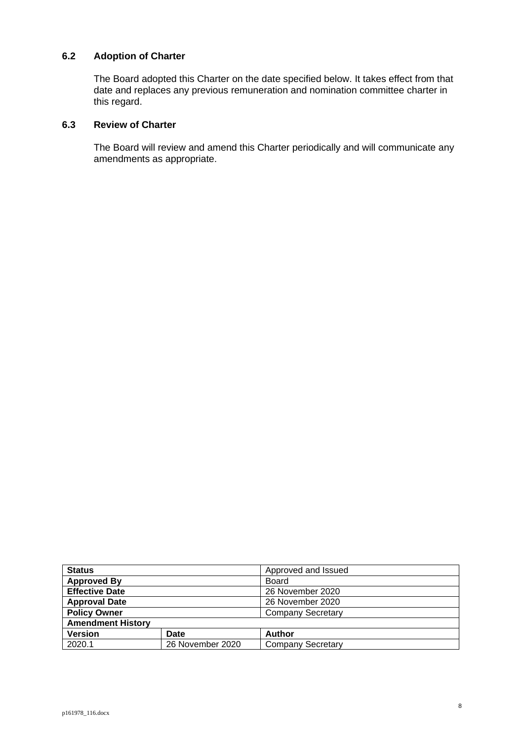### 6.2 Adoption of Charter

The Board adopted this Charter on the date specified below. It takes effect from that date and replaces any previous remuneration and nomination committee charter in this regard.

### 6.3 Review of Charter

The Board will review and amend this Charter periodically and will communicate any amendments as appropriate.

| | | |
|---|---|---|
| **Status** | | Approved and Issued |
| **Approved By** | | Board |
| **Effective Date** | | 26 November 2020 |
| **Approval Date** | | 26 November 2020 |
| **Policy Owner** | | Company Secretary |
| **Amendment History** | | |
| **Version** | **Date** | **Author** |
| 2020.1 | 26 November 2020 | Company Secretary |

p161978_116.docx